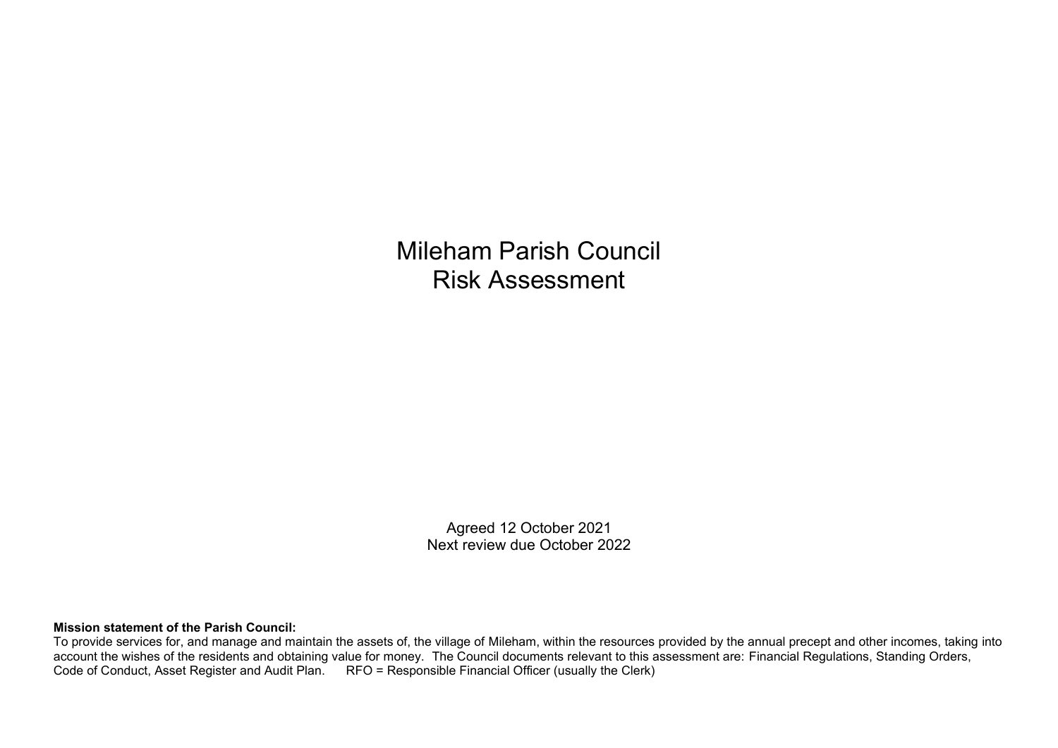# Mileham Parish Council
# Risk Assessment

Agreed 12 October 2021
Next review due October 2022

**Mission statement of the Parish Council:**
To provide services for, and manage and maintain the assets of, the village of Mileham, within the resources provided by the annual precept and other incomes, taking into account the wishes of the residents and obtaining value for money. The Council documents relevant to this assessment are: Financial Regulations, Standing Orders, Code of Conduct, Asset Register and Audit Plan. RFO = Responsible Financial Officer (usually the Clerk)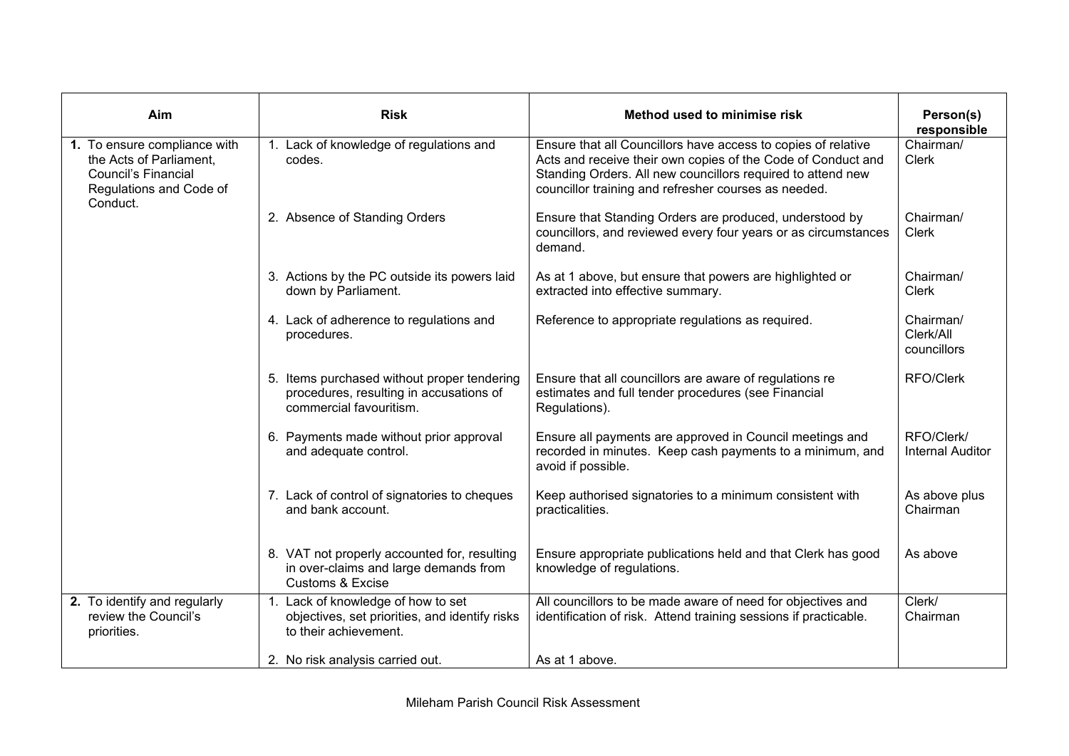| Aim | Risk | Method used to minimise risk | Person(s) responsible |
|---|---|---|---|
| **1.** To ensure compliance with the Acts of Parliament, Council's Financial Regulations and Code of Conduct. | 1. Lack of knowledge of regulations and codes. | Ensure that all Councillors have access to copies of relative Acts and receive their own copies of the Code of Conduct and Standing Orders. All new councillors required to attend new councillor training and refresher courses as needed. | Chairman/ Clerk |
| | 2. Absence of Standing Orders | Ensure that Standing Orders are produced, understood by councillors, and reviewed every four years or as circumstances demand. | Chairman/ Clerk |
| | 3. Actions by the PC outside its powers laid down by Parliament. | As at 1 above, but ensure that powers are highlighted or extracted into effective summary. | Chairman/ Clerk |
| | 4. Lack of adherence to regulations and procedures. | Reference to appropriate regulations as required. | Chairman/ Clerk/All councillors |
| | 5. Items purchased without proper tendering procedures, resulting in accusations of commercial favouritism. | Ensure that all councillors are aware of regulations re estimates and full tender procedures (see Financial Regulations). | RFO/Clerk |
| | 6. Payments made without prior approval and adequate control. | Ensure all payments are approved in Council meetings and recorded in minutes. Keep cash payments to a minimum, and avoid if possible. | RFO/Clerk/ Internal Auditor |
| | 7. Lack of control of signatories to cheques and bank account. | Keep authorised signatories to a minimum consistent with practicalities. | As above plus Chairman |
| | 8. VAT not properly accounted for, resulting in over-claims and large demands from Customs & Excise | Ensure appropriate publications held and that Clerk has good knowledge of regulations. | As above |
| **2.** To identify and regularly review the Council's priorities. | 1. Lack of knowledge of how to set objectives, set priorities, and identify risks to their achievement. | All councillors to be made aware of need for objectives and identification of risk. Attend training sessions if practicable. | Clerk/ Chairman |
| | 2. No risk analysis carried out. | As at 1 above. | |

Mileham Parish Council Risk Assessment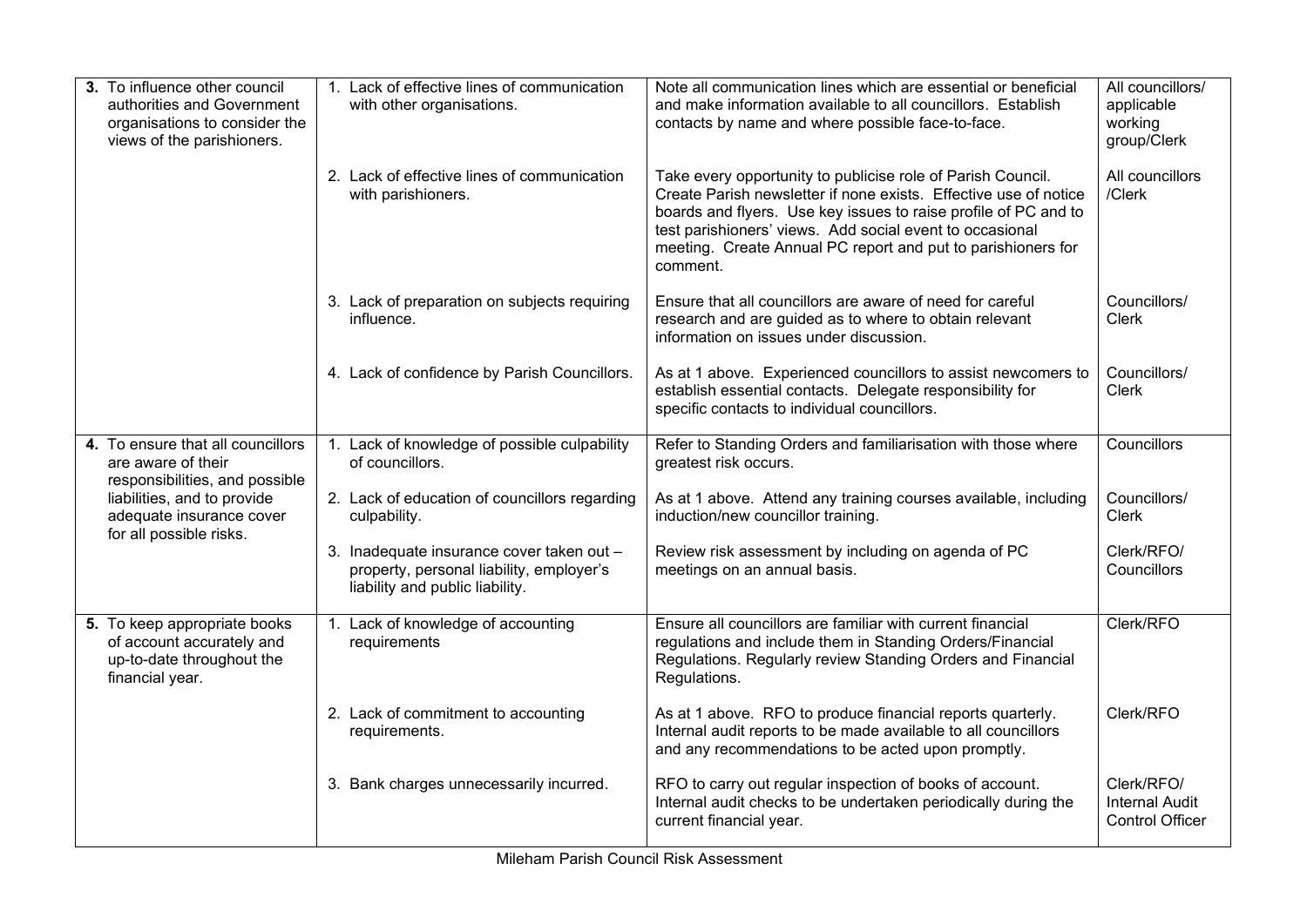| | | | |
|---|---|---|---|
| **3.** To influence other council authorities and Government organisations to consider the views of the parishioners. | 1. Lack of effective lines of communication with other organisations. | Note all communication lines which are essential or beneficial and make information available to all councillors. Establish contacts by name and where possible face-to-face. | All councillors/ applicable working group/Clerk |
| | 2. Lack of effective lines of communication with parishioners. | Take every opportunity to publicise role of Parish Council. Create Parish newsletter if none exists. Effective use of notice boards and flyers. Use key issues to raise profile of PC and to test parishioners' views. Add social event to occasional meeting. Create Annual PC report and put to parishioners for comment. | All councillors /Clerk |
| | 3. Lack of preparation on subjects requiring influence. | Ensure that all councillors are aware of need for careful research and are guided as to where to obtain relevant information on issues under discussion. | Councillors/ Clerk |
| | 4. Lack of confidence by Parish Councillors. | As at 1 above. Experienced councillors to assist newcomers to establish essential contacts. Delegate responsibility for specific contacts to individual councillors. | Councillors/ Clerk |
| **4.** To ensure that all councillors are aware of their responsibilities, and possible liabilities, and to provide adequate insurance cover for all possible risks. | 1. Lack of knowledge of possible culpability of councillors. | Refer to Standing Orders and familiarisation with those where greatest risk occurs. | Councillors |
| | 2. Lack of education of councillors regarding culpability. | As at 1 above. Attend any training courses available, including induction/new councillor training. | Councillors/ Clerk |
| | 3. Inadequate insurance cover taken out – property, personal liability, employer's liability and public liability. | Review risk assessment by including on agenda of PC meetings on an annual basis. | Clerk/RFO/ Councillors |
| **5.** To keep appropriate books of account accurately and up-to-date throughout the financial year. | 1. Lack of knowledge of accounting requirements | Ensure all councillors are familiar with current financial regulations and include them in Standing Orders/Financial Regulations. Regularly review Standing Orders and Financial Regulations. | Clerk/RFO |
| | 2. Lack of commitment to accounting requirements. | As at 1 above. RFO to produce financial reports quarterly. Internal audit reports to be made available to all councillors and any recommendations to be acted upon promptly. | Clerk/RFO |
| | 3. Bank charges unnecessarily incurred. | RFO to carry out regular inspection of books of account. Internal audit checks to be undertaken periodically during the current financial year. | Clerk/RFO/ Internal Audit Control Officer |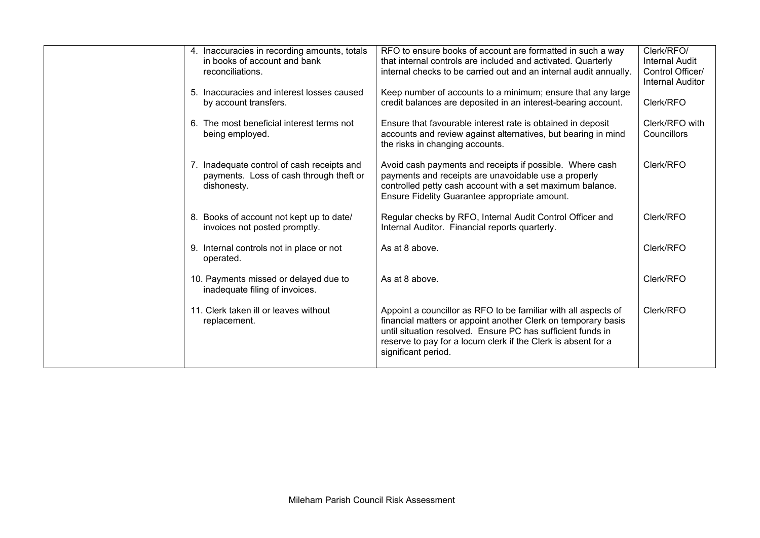| | | | |
|---|---|---|---|
| | 4. Inaccuracies in recording amounts, totals in books of account and bank reconciliations. | RFO to ensure books of account are formatted in such a way that internal controls are included and activated. Quarterly internal checks to be carried out and an internal audit annually. | Clerk/RFO/ Internal Audit Control Officer/ Internal Auditor |
| | 5. Inaccuracies and interest losses caused by account transfers. | Keep number of accounts to a minimum; ensure that any large credit balances are deposited in an interest-bearing account. | Clerk/RFO |
| | 6. The most beneficial interest terms not being employed. | Ensure that favourable interest rate is obtained in deposit accounts and review against alternatives, but bearing in mind the risks in changing accounts. | Clerk/RFO with Councillors |
| | 7. Inadequate control of cash receipts and payments. Loss of cash through theft or dishonesty. | Avoid cash payments and receipts if possible. Where cash payments and receipts are unavoidable use a properly controlled petty cash account with a set maximum balance. Ensure Fidelity Guarantee appropriate amount. | Clerk/RFO |
| | 8. Books of account not kept up to date/ invoices not posted promptly. | Regular checks by RFO, Internal Audit Control Officer and Internal Auditor. Financial reports quarterly. | Clerk/RFO |
| | 9. Internal controls not in place or not operated. | As at 8 above. | Clerk/RFO |
| | 10. Payments missed or delayed due to inadequate filing of invoices. | As at 8 above. | Clerk/RFO |
| | 11. Clerk taken ill or leaves without replacement. | Appoint a councillor as RFO to be familiar with all aspects of financial matters or appoint another Clerk on temporary basis until situation resolved. Ensure PC has sufficient funds in reserve to pay for a locum clerk if the Clerk is absent for a significant period. | Clerk/RFO |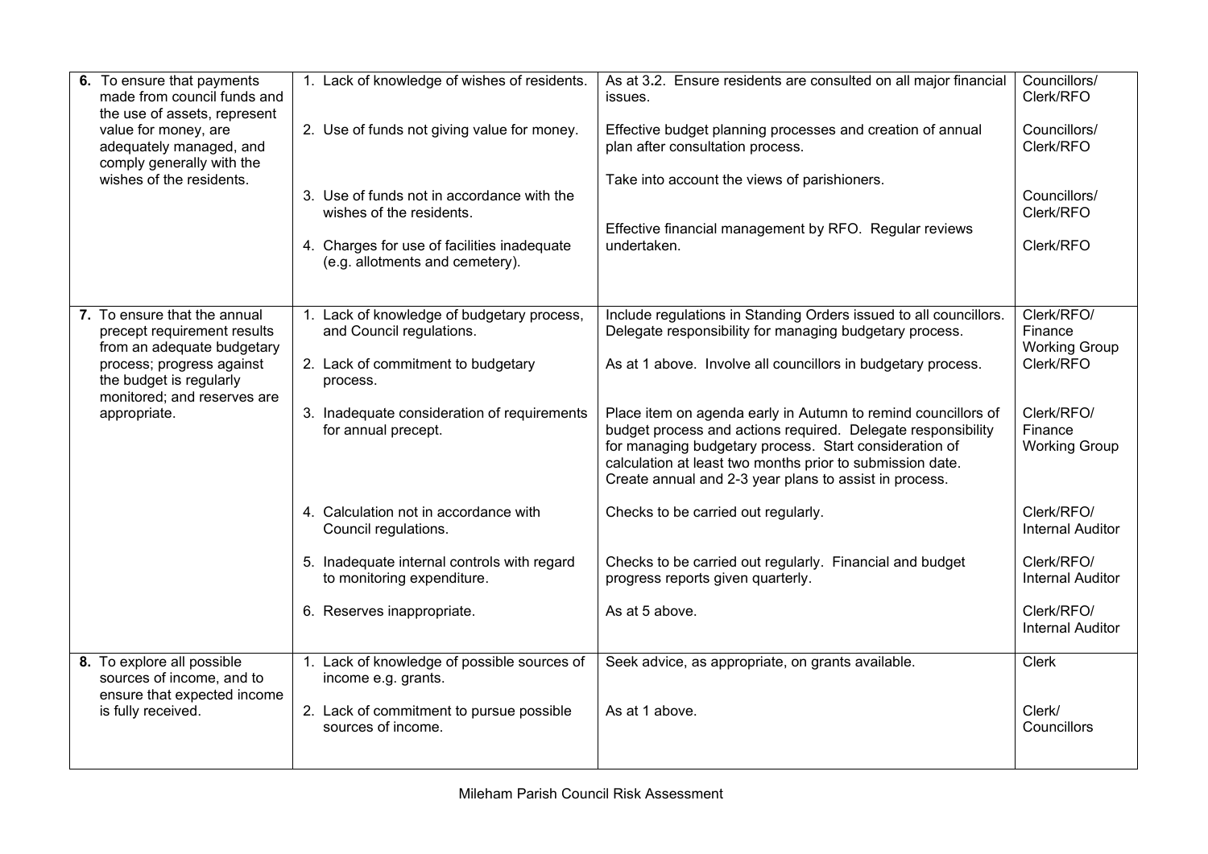| | | | |
|---|---|---|---|
| **6.** To ensure that payments made from council funds and the use of assets, represent value for money, are adequately managed, and comply generally with the wishes of the residents. | 1. Lack of knowledge of wishes of residents. | As at 3.2. Ensure residents are consulted on all major financial issues. | Councillors/ Clerk/RFO |
| | 2. Use of funds not giving value for money. | Effective budget planning processes and creation of annual plan after consultation process. | Councillors/ Clerk/RFO |
| | 3. Use of funds not in accordance with the wishes of the residents. | Take into account the views of parishioners. | Councillors/ Clerk/RFO |
| | 4. Charges for use of facilities inadequate (e.g. allotments and cemetery). | Effective financial management by RFO. Regular reviews undertaken. | Clerk/RFO |
| **7.** To ensure that the annual precept requirement results from an adequate budgetary process; progress against the budget is regularly monitored; and reserves are appropriate. | 1. Lack of knowledge of budgetary process, and Council regulations. | Include regulations in Standing Orders issued to all councillors. Delegate responsibility for managing budgetary process. | Clerk/RFO/ Finance Working Group |
| | 2. Lack of commitment to budgetary process. | As at 1 above. Involve all councillors in budgetary process. | Clerk/RFO |
| | 3. Inadequate consideration of requirements for annual precept. | Place item on agenda early in Autumn to remind councillors of budget process and actions required. Delegate responsibility for managing budgetary process. Start consideration of calculation at least two months prior to submission date. Create annual and 2-3 year plans to assist in process. | Clerk/RFO/ Finance Working Group |
| | 4. Calculation not in accordance with Council regulations. | Checks to be carried out regularly. | Clerk/RFO/ Internal Auditor |
| | 5. Inadequate internal controls with regard to monitoring expenditure. | Checks to be carried out regularly. Financial and budget progress reports given quarterly. | Clerk/RFO/ Internal Auditor |
| | 6. Reserves inappropriate. | As at 5 above. | Clerk/RFO/ Internal Auditor |
| **8.** To explore all possible sources of income, and to ensure that expected income is fully received. | 1. Lack of knowledge of possible sources of income e.g. grants. | Seek advice, as appropriate, on grants available. | Clerk |
| | 2. Lack of commitment to pursue possible sources of income. | As at 1 above. | Clerk/ Councillors |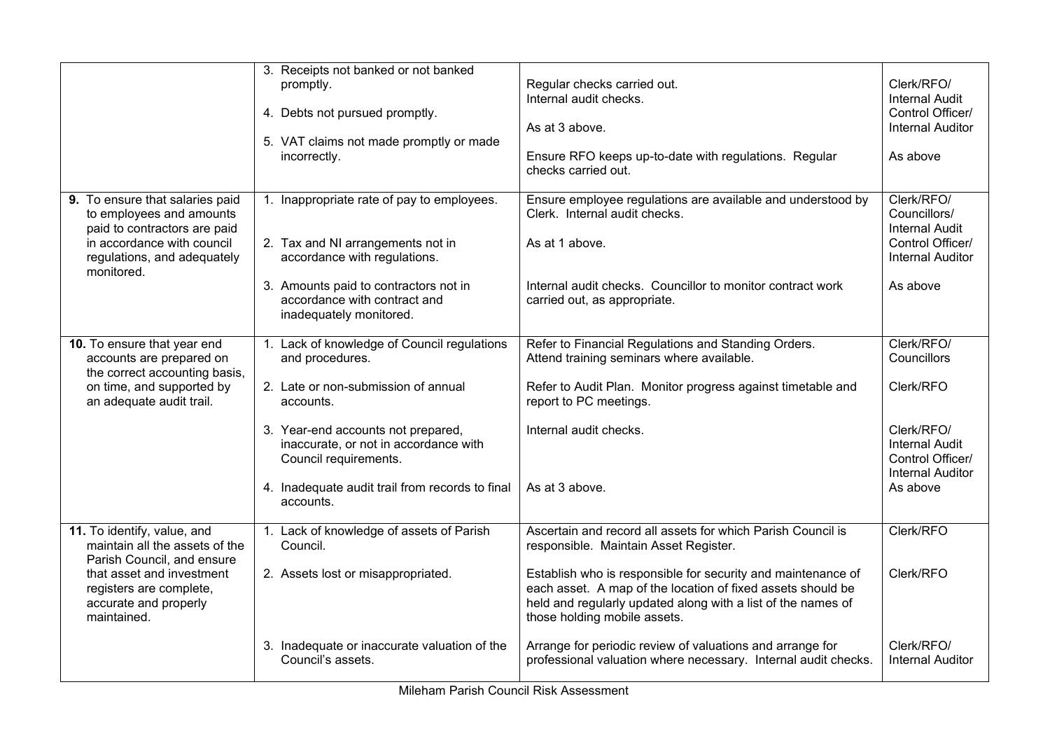| | | | |
|---|---|---|---|
| | 3. Receipts not banked or not banked promptly. | Regular checks carried out. Internal audit checks. | Clerk/RFO/ Internal Audit Control Officer/ Internal Auditor |
| | 4. Debts not pursued promptly. | As at 3 above. | |
| | 5. VAT claims not made promptly or made incorrectly. | Ensure RFO keeps up-to-date with regulations. Regular checks carried out. | As above |
| **9.** To ensure that salaries paid to employees and amounts paid to contractors are paid in accordance with council regulations, and adequately monitored. | 1. Inappropriate rate of pay to employees. | Ensure employee regulations are available and understood by Clerk. Internal audit checks. | Clerk/RFO/ Councillors/ Internal Audit Control Officer/ Internal Auditor |
| | 2. Tax and NI arrangements not in accordance with regulations. | As at 1 above. | |
| | 3. Amounts paid to contractors not in accordance with contract and inadequately monitored. | Internal audit checks. Councillor to monitor contract work carried out, as appropriate. | As above |
| **10.** To ensure that year end accounts are prepared on the correct accounting basis, on time, and supported by an adequate audit trail. | 1. Lack of knowledge of Council regulations and procedures. | Refer to Financial Regulations and Standing Orders. Attend training seminars where available. | Clerk/RFO/ Councillors |
| | 2. Late or non-submission of annual accounts. | Refer to Audit Plan. Monitor progress against timetable and report to PC meetings. | Clerk/RFO |
| | 3. Year-end accounts not prepared, inaccurate, or not in accordance with Council requirements. | Internal audit checks. | Clerk/RFO/ Internal Audit Control Officer/ Internal Auditor |
| | 4. Inadequate audit trail from records to final accounts. | As at 3 above. | As above |
| **11.** To identify, value, and maintain all the assets of the Parish Council, and ensure that asset and investment registers are complete, accurate and properly maintained. | 1. Lack of knowledge of assets of Parish Council. | Ascertain and record all assets for which Parish Council is responsible. Maintain Asset Register. | Clerk/RFO |
| | 2. Assets lost or misappropriated. | Establish who is responsible for security and maintenance of each asset. A map of the location of fixed assets should be held and regularly updated along with a list of the names of those holding mobile assets. | Clerk/RFO |
| | 3. Inadequate or inaccurate valuation of the Council's assets. | Arrange for periodic review of valuations and arrange for professional valuation where necessary. Internal audit checks. | Clerk/RFO/ Internal Auditor |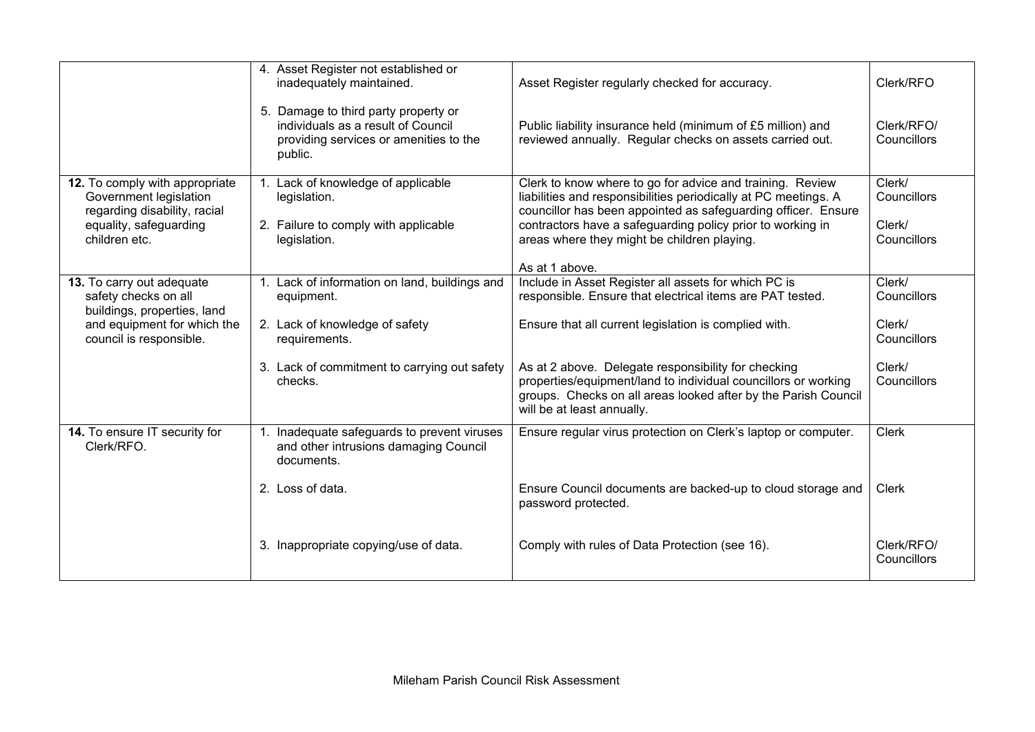| | | | |
|---|---|---|---|
| | 4. Asset Register not established or inadequately maintained.<br><br>5. Damage to third party property or individuals as a result of Council providing services or amenities to the public. | Asset Register regularly checked for accuracy.<br><br>Public liability insurance held (minimum of £5 million) and reviewed annually. Regular checks on assets carried out. | Clerk/RFO<br><br>Clerk/RFO/ Councillors |
| **12.** To comply with appropriate Government legislation regarding disability, racial equality, safeguarding children etc. | 1. Lack of knowledge of applicable legislation.<br><br>2. Failure to comply with applicable legislation. | Clerk to know where to go for advice and training. Review liabilities and responsibilities periodically at PC meetings. A councillor has been appointed as safeguarding officer. Ensure contractors have a safeguarding policy prior to working in areas where they might be children playing.<br><br>As at 1 above. | Clerk/ Councillors<br><br>Clerk/ Councillors |
| **13.** To carry out adequate safety checks on all buildings, properties, land and equipment for which the council is responsible. | 1. Lack of information on land, buildings and equipment.<br><br>2. Lack of knowledge of safety requirements.<br><br>3. Lack of commitment to carrying out safety checks. | Include in Asset Register all assets for which PC is responsible. Ensure that electrical items are PAT tested.<br><br>Ensure that all current legislation is complied with.<br><br>As at 2 above. Delegate responsibility for checking properties/equipment/land to individual councillors or working groups. Checks on all areas looked after by the Parish Council will be at least annually. | Clerk/ Councillors<br><br>Clerk/ Councillors<br><br>Clerk/ Councillors |
| **14.** To ensure IT security for Clerk/RFO. | 1. Inadequate safeguards to prevent viruses and other intrusions damaging Council documents.<br><br>2. Loss of data.<br><br>3. Inappropriate copying/use of data. | Ensure regular virus protection on Clerk's laptop or computer.<br><br>Ensure Council documents are backed-up to cloud storage and password protected.<br><br>Comply with rules of Data Protection (see 16). | Clerk<br><br>Clerk<br><br>Clerk/RFO/ Councillors |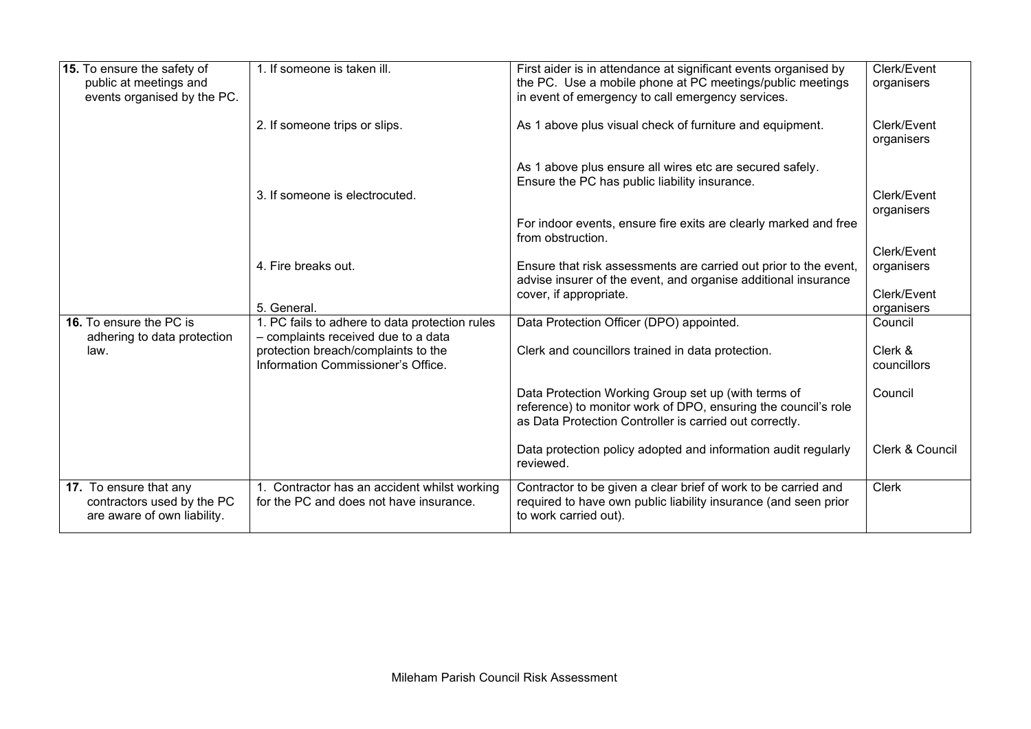| | | | |
|---|---|---|---|
| **15.** To ensure the safety of public at meetings and events organised by the PC. | 1. If someone is taken ill. | First aider is in attendance at significant events organised by the PC. Use a mobile phone at PC meetings/public meetings in event of emergency to call emergency services. | Clerk/Event organisers |
| | 2. If someone trips or slips. | As 1 above plus visual check of furniture and equipment. | Clerk/Event organisers |
| | 3. If someone is electrocuted. | As 1 above plus ensure all wires etc are secured safely. Ensure the PC has public liability insurance. | Clerk/Event organisers |
| | 4. Fire breaks out. | For indoor events, ensure fire exits are clearly marked and free from obstruction. | Clerk/Event organisers |
| | 5. General. | Ensure that risk assessments are carried out prior to the event, advise insurer of the event, and organise additional insurance cover, if appropriate. | Clerk/Event organisers |
| **16.** To ensure the PC is adhering to data protection law. | 1. PC fails to adhere to data protection rules – complaints received due to a data protection breach/complaints to the Information Commissioner's Office. | Data Protection Officer (DPO) appointed. | Council |
| | | Clerk and councillors trained in data protection. | Clerk & councillors |
| | | Data Protection Working Group set up (with terms of reference) to monitor work of DPO, ensuring the council's role as Data Protection Controller is carried out correctly. | Council |
| | | Data protection policy adopted and information audit regularly reviewed. | Clerk & Council |
| **17.** To ensure that any contractors used by the PC are aware of own liability. | 1. Contractor has an accident whilst working for the PC and does not have insurance. | Contractor to be given a clear brief of work to be carried and required to have own public liability insurance (and seen prior to work carried out). | Clerk |

Mileham Parish Council Risk Assessment